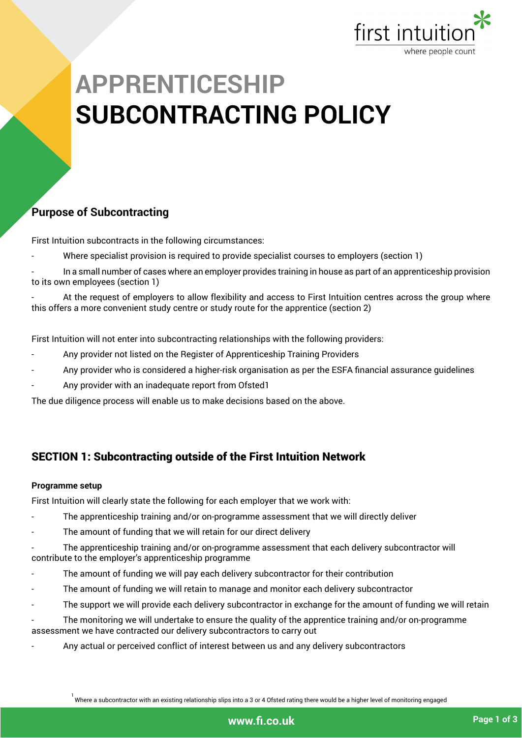# APPRENTICESHIP SUBCONTRACTING POLICY

## Purpose of Subcontracting

First Intuition subcontracts in the following circumstances:

- Where specialist provision is required to provide specialist courses to employers (section 1)
- In a small number of cases where an employer provides training in house as part of an apprenticeship provision to its own employees (section 1)
- At the request of employers to allow flexibility and access to First Intuition centres across the group where this offers a more convenient study centre or study route for the apprentice (section 2)

First Intuition will not enter into subcontracting relationships with the following providers:

- Any provider not listed on the Register of Apprenticeship Training Providers
- Any provider who is considered a higher-risk organisation as per the ESFA financial assurance guidelines
- Any provider with an inadequate report from Ofsted[1]

The due diligence process will enable us to make decisions based on the above.

## SECTION 1: Subcontracting outside of the First Intuition Network

### Programme setup

First Intuition will clearly state the following for each employer that we work with:

- The apprenticeship training and/or on-programme assessment that we will directly deliver
- The amount of funding that we will retain for our direct delivery
- The apprenticeship training and/or on-programme assessment that each delivery subcontractor will contribute to the employer's apprenticeship programme
- The amount of funding we will pay each delivery subcontractor for their contribution
- The amount of funding we will retain to manage and monitor each delivery subcontractor
- The support we will provide each delivery subcontractor in exchange for the amount of funding we will retain
- The monitoring we will undertake to ensure the quality of the apprentice training and/or on-programme assessment we have contracted our delivery subcontractors to carry out
- Any actual or perceived conflict of interest between us and any delivery subcontractors

[1] Where a subcontractor with an existing relationship slips into a 3 or 4 Ofsted rating there would be a higher level of monitoring engaged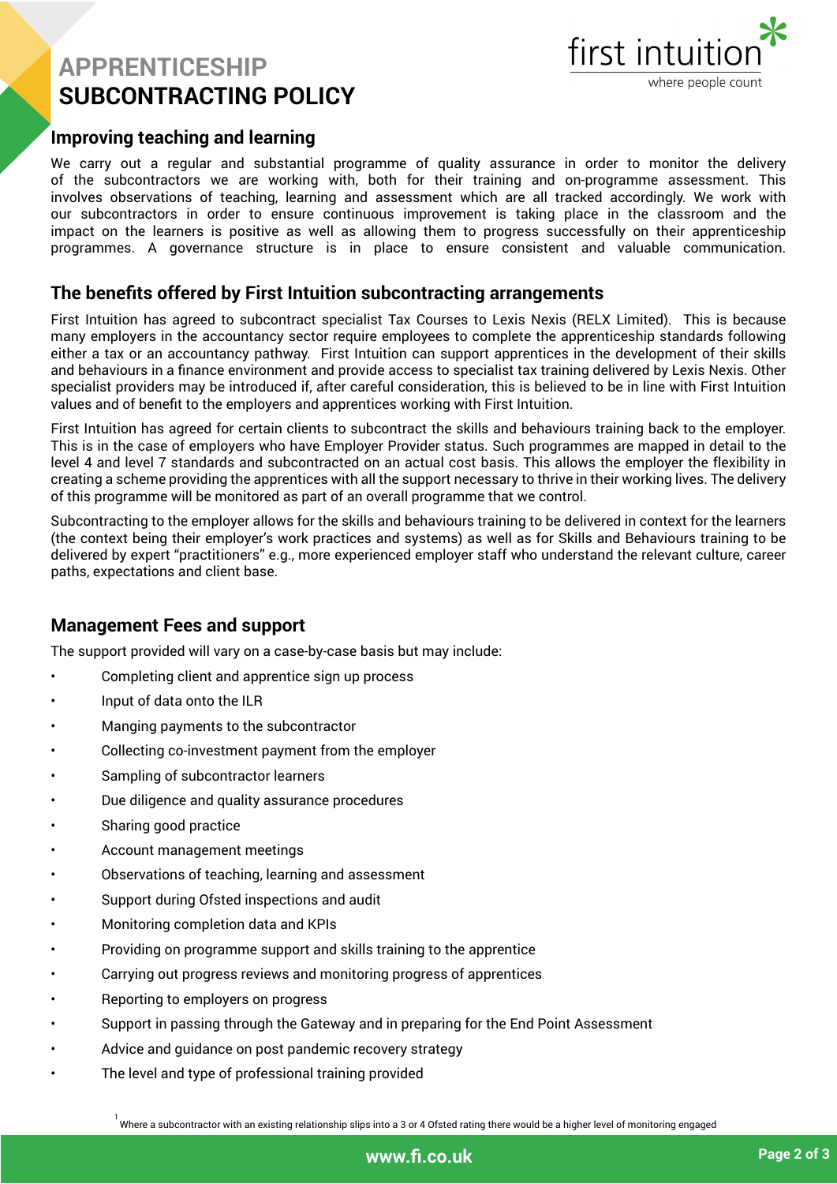# APPRENTICESHIP SUBCONTRACTING POLICY

## Improving teaching and learning

We carry out a regular and substantial programme of quality assurance in order to monitor the delivery of the subcontractors we are working with, both for their training and on-programme assessment. This involves observations of teaching, learning and assessment which are all tracked accordingly. We work with our subcontractors in order to ensure continuous improvement is taking place in the classroom and the impact on the learners is positive as well as allowing them to progress successfully on their apprenticeship programmes. A governance structure is in place to ensure consistent and valuable communication.

## The benefits offered by First Intuition subcontracting arrangements

First Intuition has agreed to subcontract specialist Tax Courses to Lexis Nexis (RELX Limited). This is because many employers in the accountancy sector require employees to complete the apprenticeship standards following either a tax or an accountancy pathway. First Intuition can support apprentices in the development of their skills and behaviours in a finance environment and provide access to specialist tax training delivered by Lexis Nexis. Other specialist providers may be introduced if, after careful consideration, this is believed to be in line with First Intuition values and of benefit to the employers and apprentices working with First Intuition.

First Intuition has agreed for certain clients to subcontract the skills and behaviours training back to the employer. This is in the case of employers who have Employer Provider status. Such programmes are mapped in detail to the level 4 and level 7 standards and subcontracted on an actual cost basis. This allows the employer the flexibility in creating a scheme providing the apprentices with all the support necessary to thrive in their working lives. The delivery of this programme will be monitored as part of an overall programme that we control.

Subcontracting to the employer allows for the skills and behaviours training to be delivered in context for the learners (the context being their employer's work practices and systems) as well as for Skills and Behaviours training to be delivered by expert "practitioners" e.g., more experienced employer staff who understand the relevant culture, career paths, expectations and client base.

## Management Fees and support

The support provided will vary on a case-by-case basis but may include:

- Completing client and apprentice sign up process
- Input of data onto the ILR
- Manging payments to the subcontractor
- Collecting co-investment payment from the employer
- Sampling of subcontractor learners
- Due diligence and quality assurance procedures
- Sharing good practice
- Account management meetings
- Observations of teaching, learning and assessment
- Support during Ofsted inspections and audit
- Monitoring completion data and KPIs
- Providing on programme support and skills training to the apprentice
- Carrying out progress reviews and monitoring progress of apprentices
- Reporting to employers on progress
- Support in passing through the Gateway and in preparing for the End Point Assessment
- Advice and guidance on post pandemic recovery strategy
- The level and type of professional training provided

[1] Where a subcontractor with an existing relationship slips into a 3 or 4 Ofsted rating there would be a higher level of monitoring engaged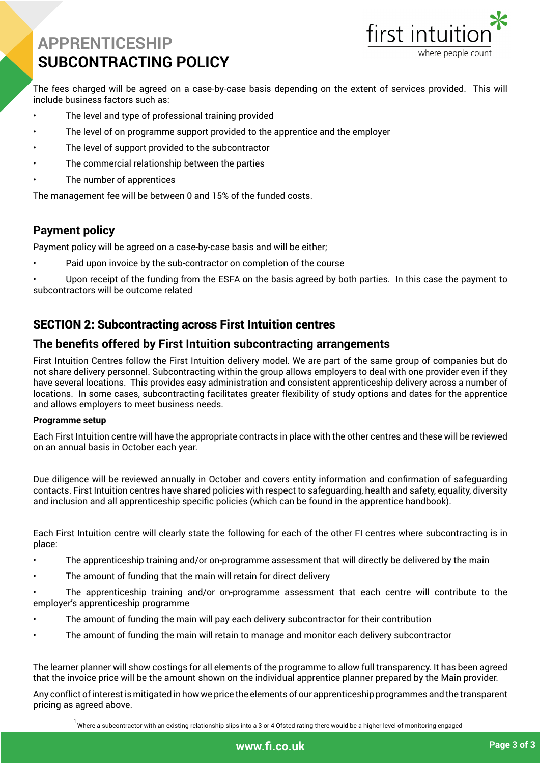The fees charged will be agreed on a case-by-case basis depending on the extent of services provided. This will include business factors such as:

- The level and type of professional training provided
- The level of on programme support provided to the apprentice and the employer
- The level of support provided to the subcontractor
- The commercial relationship between the parties
- The number of apprentices

The management fee will be between 0 and 15% of the funded costs.

## Payment policy

Payment policy will be agreed on a case-by-case basis and will be either;

- Paid upon invoice by the sub-contractor on completion of the course
- Upon receipt of the funding from the ESFA on the basis agreed by both parties. In this case the payment to subcontractors will be outcome related

## SECTION 2: Subcontracting across First Intuition centres

## The benefits offered by First Intuition subcontracting arrangements

First Intuition Centres follow the First Intuition delivery model. We are part of the same group of companies but do not share delivery personnel. Subcontracting within the group allows employers to deal with one provider even if they have several locations. This provides easy administration and consistent apprenticeship delivery across a number of locations. In some cases, subcontracting facilitates greater flexibility of study options and dates for the apprentice and allows employers to meet business needs.

**Programme setup**

Each First Intuition centre will have the appropriate contracts in place with the other centres and these will be reviewed on an annual basis in October each year.

Due diligence will be reviewed annually in October and covers entity information and confirmation of safeguarding contacts. First Intuition centres have shared policies with respect to safeguarding, health and safety, equality, diversity and inclusion and all apprenticeship specific policies (which can be found in the apprentice handbook).

Each First Intuition centre will clearly state the following for each of the other FI centres where subcontracting is in place:

- The apprenticeship training and/or on-programme assessment that will directly be delivered by the main
- The amount of funding that the main will retain for direct delivery
- The apprenticeship training and/or on-programme assessment that each centre will contribute to the employer's apprenticeship programme
- The amount of funding the main will pay each delivery subcontractor for their contribution
- The amount of funding the main will retain to manage and monitor each delivery subcontractor

The learner planner will show costings for all elements of the programme to allow full transparency. It has been agreed that the invoice price will be the amount shown on the individual apprentice planner prepared by the Main provider.

Any conflict of interest is mitigated in how we price the elements of our apprenticeship programmes and the transparent pricing as agreed above.

[1] Where a subcontractor with an existing relationship slips into a 3 or 4 Ofsted rating there would be a higher level of monitoring engaged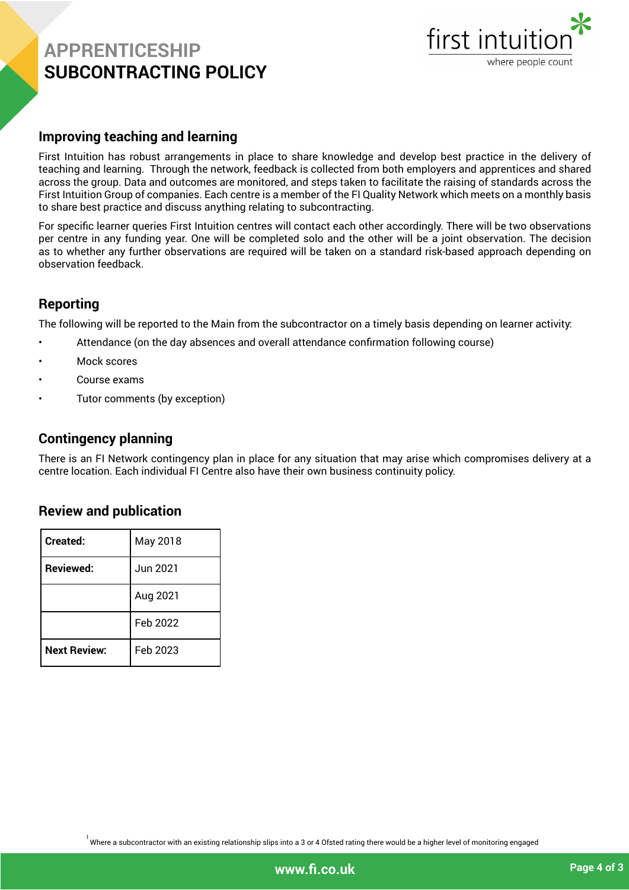## Improving teaching and learning

First Intuition has robust arrangements in place to share knowledge and develop best practice in the delivery of teaching and learning. Through the network, feedback is collected from both employers and apprentices and shared across the group. Data and outcomes are monitored, and steps taken to facilitate the raising of standards across the First Intuition Group of companies. Each centre is a member of the FI Quality Network which meets on a monthly basis to share best practice and discuss anything relating to subcontracting.

For specific learner queries First Intuition centres will contact each other accordingly. There will be two observations per centre in any funding year. One will be completed solo and the other will be a joint observation. The decision as to whether any further observations are required will be taken on a standard risk-based approach depending on observation feedback.

## Reporting

The following will be reported to the Main from the subcontractor on a timely basis depending on learner activity:

- Attendance (on the day absences and overall attendance confirmation following course)
- Mock scores
- Course exams
- Tutor comments (by exception)

## Contingency planning

There is an FI Network contingency plan in place for any situation that may arise which compromises delivery at a centre location. Each individual FI Centre also have their own business continuity policy.

## Review and publication

| | |
|---|---|
| **Created:** | May 2018 |
| **Reviewed:** | Jun 2021 |
| | Aug 2021 |
| | Feb 2022 |
| **Next Review:** | Feb 2023 |

[1] Where a subcontractor with an existing relationship slips into a 3 or 4 Ofsted rating there would be a higher level of monitoring engaged